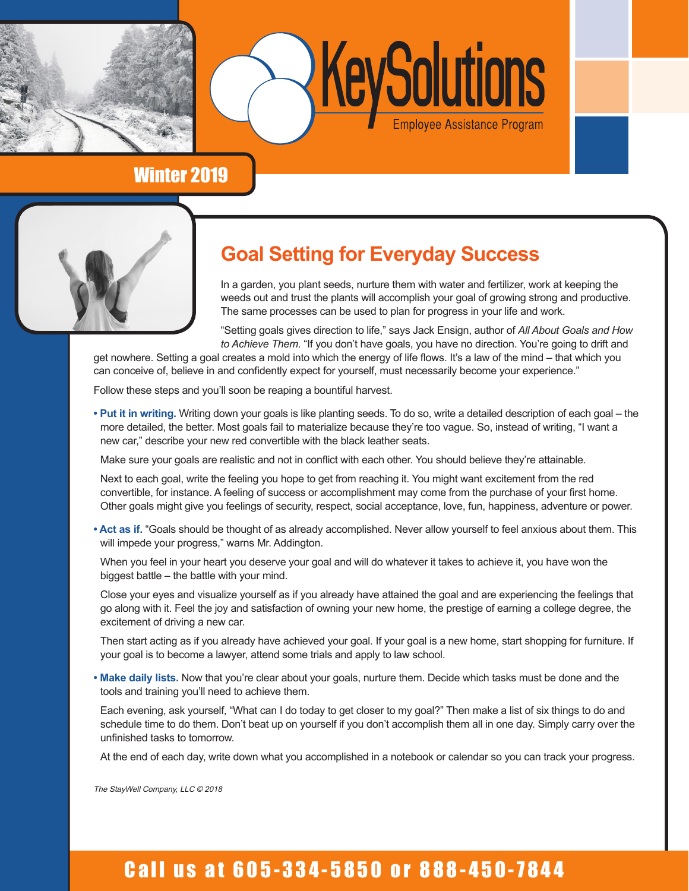KeySolutions

Employee Assistance Program

Winter 2019

# Goal Setting for Everyday Success

In a garden, you plant seeds, nurture them with water and fertilizer, work at keeping the weeds out and trust the plants will accomplish your goal of growing strong and productive. The same processes can be used to plan for progress in your life and work.

"Setting goals gives direction to life," says Jack Ensign, author of *All About Goals and How to Achieve Them.* "If you don't have goals, you have no direction. You're going to drift and get nowhere. Setting a goal creates a mold into which the energy of life flows. It's a law of the mind – that which you can conceive of, believe in and confidently expect for yourself, must necessarily become your experience."

Follow these steps and you'll soon be reaping a bountiful harvest.

- **Put it in writing.** Writing down your goals is like planting seeds. To do so, write a detailed description of each goal – the more detailed, the better. Most goals fail to materialize because they're too vague. So, instead of writing, "I want a new car," describe your new red convertible with the black leather seats.

  Make sure your goals are realistic and not in conflict with each other. You should believe they're attainable.

  Next to each goal, write the feeling you hope to get from reaching it. You might want excitement from the red convertible, for instance. A feeling of success or accomplishment may come from the purchase of your first home. Other goals might give you feelings of security, respect, social acceptance, love, fun, happiness, adventure or power.

- **Act as if.** "Goals should be thought of as already accomplished. Never allow yourself to feel anxious about them. This will impede your progress," warns Mr. Addington.

  When you feel in your heart you deserve your goal and will do whatever it takes to achieve it, you have won the biggest battle – the battle with your mind.

  Close your eyes and visualize yourself as if you already have attained the goal and are experiencing the feelings that go along with it. Feel the joy and satisfaction of owning your new home, the prestige of earning a college degree, the excitement of driving a new car.

  Then start acting as if you already have achieved your goal. If your goal is a new home, start shopping for furniture. If your goal is to become a lawyer, attend some trials and apply to law school.

- **Make daily lists.** Now that you're clear about your goals, nurture them. Decide which tasks must be done and the tools and training you'll need to achieve them.

  Each evening, ask yourself, "What can I do today to get closer to my goal?" Then make a list of six things to do and schedule time to do them. Don't beat up on yourself if you don't accomplish them all in one day. Simply carry over the unfinished tasks to tomorrow.

  At the end of each day, write down what you accomplished in a notebook or calendar so you can track your progress.

*The StayWell Company, LLC © 2018*

**Call us at 605-334-5850 or 888-450-7844**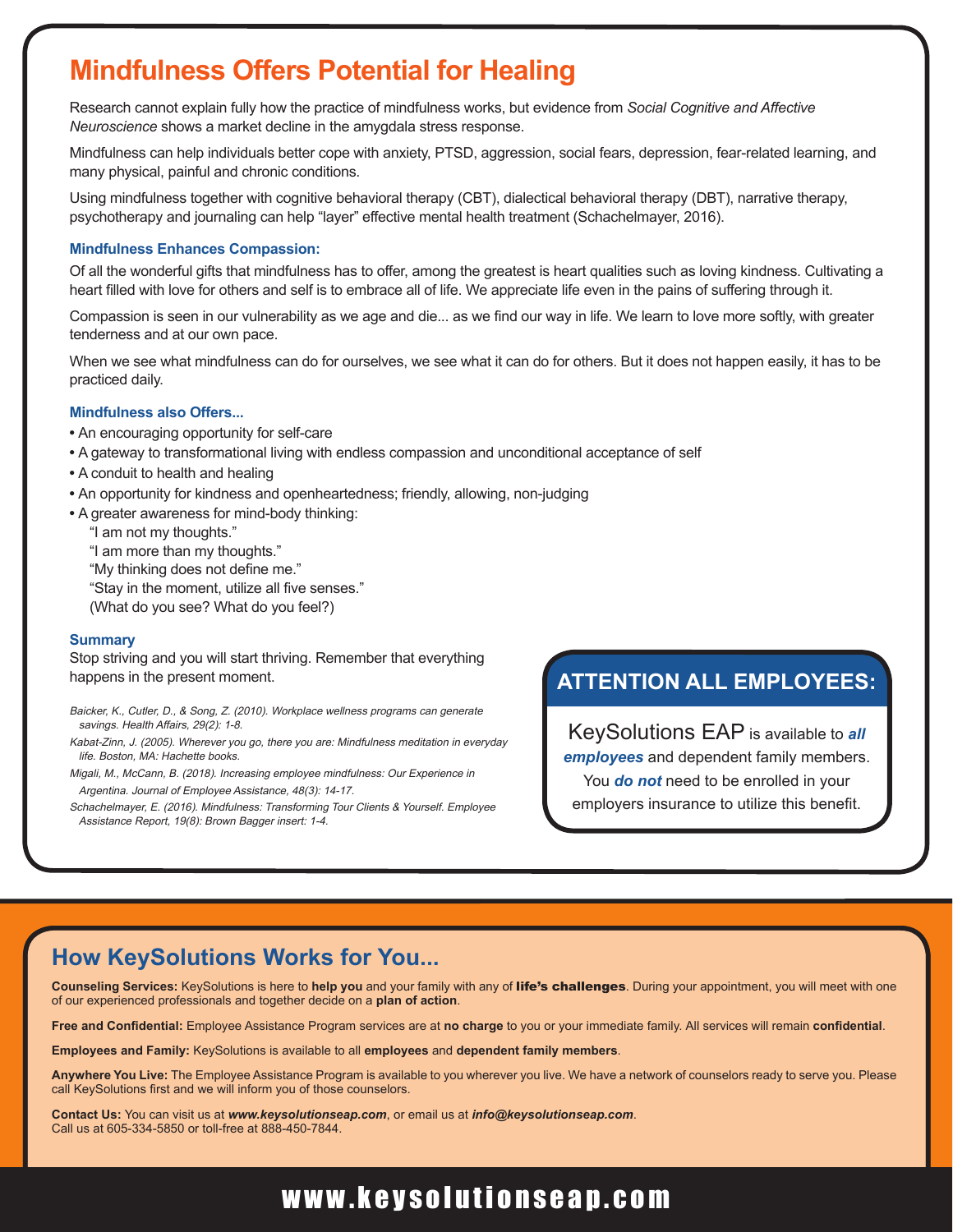# Mindfulness Offers Potential for Healing

Research cannot explain fully how the practice of mindfulness works, but evidence from *Social Cognitive and Affective Neuroscience* shows a market decline in the amygdala stress response.

Mindfulness can help individuals better cope with anxiety, PTSD, aggression, social fears, depression, fear-related learning, and many physical, painful and chronic conditions.

Using mindfulness together with cognitive behavioral therapy (CBT), dialectical behavioral therapy (DBT), narrative therapy, psychotherapy and journaling can help "layer" effective mental health treatment (Schachelmayer, 2016).

### Mindfulness Enhances Compassion:

Of all the wonderful gifts that mindfulness has to offer, among the greatest is heart qualities such as loving kindness. Cultivating a heart filled with love for others and self is to embrace all of life. We appreciate life even in the pains of suffering through it.

Compassion is seen in our vulnerability as we age and die... as we find our way in life. We learn to love more softly, with greater tenderness and at our own pace.

When we see what mindfulness can do for ourselves, we see what it can do for others. But it does not happen easily, it has to be practiced daily.

### Mindfulness also Offers...

- An encouraging opportunity for self-care
- A gateway to transformational living with endless compassion and unconditional acceptance of self
- A conduit to health and healing
- An opportunity for kindness and openheartedness; friendly, allowing, non-judging
- A greater awareness for mind-body thinking:
  "I am not my thoughts."
  "I am more than my thoughts."
  "My thinking does not define me."
  "Stay in the moment, utilize all five senses."
  (What do you see? What do you feel?)

### Summary

Stop striving and you will start thriving. Remember that everything happens in the present moment.

*Baicker, K., Cutler, D., & Song, Z. (2010). Workplace wellness programs can generate savings. Health Affairs, 29(2): 1-8.*

*Kabat-Zinn, J. (2005). Wherever you go, there you are: Mindfulness meditation in everyday life. Boston, MA: Hachette books.*

*Migali, M., McCann, B. (2018). Increasing employee mindfulness: Our Experience in Argentina. Journal of Employee Assistance, 48(3): 14-17.*

*Schachelmayer, E. (2016). Mindfulness: Transforming Tour Clients & Yourself. Employee Assistance Report, 19(8): Brown Bagger insert: 1-4.*

## ATTENTION ALL EMPLOYEES:

KeySolutions EAP is available to ***all employees*** and dependent family members. You ***do not*** need to be enrolled in your employers insurance to utilize this benefit.

## How KeySolutions Works for You...

**Counseling Services:** KeySolutions is here to **help you** and your family with any of **life's challenges**. During your appointment, you will meet with one of our experienced professionals and together decide on a **plan of action**.

**Free and Confidential:** Employee Assistance Program services are at **no charge** to you or your immediate family. All services will remain **confidential**.

**Employees and Family:** KeySolutions is available to all **employees** and **dependent family members**.

**Anywhere You Live:** The Employee Assistance Program is available to you wherever you live. We have a network of counselors ready to serve you. Please call KeySolutions first and we will inform you of those counselors.

**Contact Us:** You can visit us at ***www.keysolutionseap.com***, or email us at ***info@keysolutionseap.com***.
Call us at 605-334-5850 or toll-free at 888-450-7844.

**www.keysolutionseap.com**